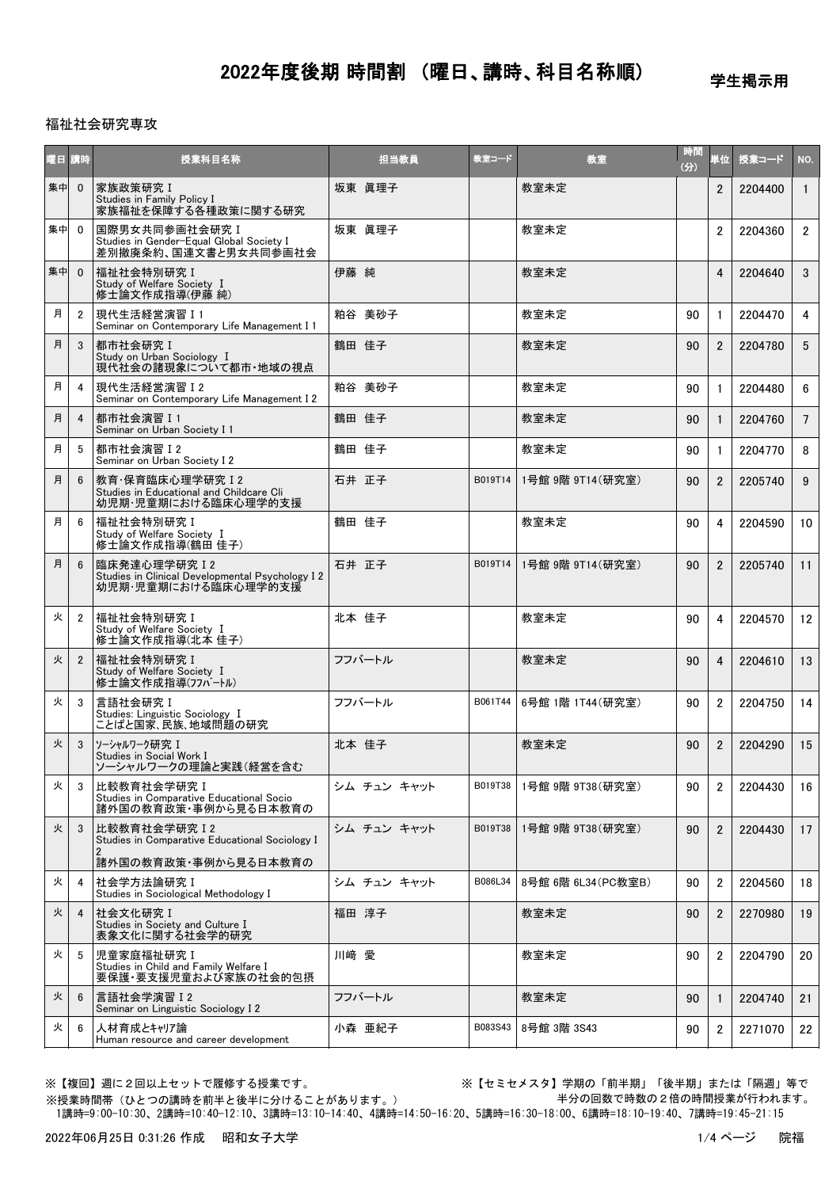# 2022年度後期 時間割 （曜日、講時、科目名称順）

学生掲示用

福祉社会研究専攻

| 曜日 | 講時 | 授業科目名称 | 担当教員 | 教室コード | 教室 | 時間(分) | 単位 | 授業コード | NO. |
|---|---|---|---|---|---|---|---|---|---|
| 集中 | 0 | 家族政策研究Ⅰ<br>Studies in Family Policy I<br>家族福祉を保障する各種政策に関する研究 | 坂東 眞理子 | | 教室未定 | | 2 | 2204400 | 1 |
| 集中 | 0 | 国際男女共同参画社会研究Ⅰ<br>Studies in Gender-Equal Global Society I<br>差別撤廃条約、国連文書と男女共同参画社会 | 坂東 眞理子 | | 教室未定 | | 2 | 2204360 | 2 |
| 集中 | 0 | 福祉社会特別研究Ⅰ<br>Study of Welfare Society Ⅰ<br>修士論文作成指導(伊藤 純) | 伊藤 純 | | 教室未定 | | 4 | 2204640 | 3 |
| 月 | 2 | 現代生活経営演習Ⅰ1<br>Seminar on Contemporary Life Management I 1 | 粕谷 美砂子 | | 教室未定 | 90 | 1 | 2204470 | 4 |
| 月 | 3 | 都市社会研究Ⅰ<br>Study on Urban Sociology Ⅰ<br>現代社会の諸現象について都市・地域の視点 | 鶴田 佳子 | | 教室未定 | 90 | 2 | 2204780 | 5 |
| 月 | 4 | 現代生活経営演習Ⅰ2<br>Seminar on Contemporary Life Management I 2 | 粕谷 美砂子 | | 教室未定 | 90 | 1 | 2204480 | 6 |
| 月 | 4 | 都市社会演習Ⅰ1<br>Seminar on Urban Society I 1 | 鶴田 佳子 | | 教室未定 | 90 | 1 | 2204760 | 7 |
| 月 | 5 | 都市社会演習Ⅰ2<br>Seminar on Urban Society I 2 | 鶴田 佳子 | | 教室未定 | 90 | 1 | 2204770 | 8 |
| 月 | 6 | 教育・保育臨床心理学研究Ⅰ2<br>Studies in Educational and Childcare Cli<br>幼児期・児童期における臨床心理学的支援 | 石井 正子 | B019T14 | 1号館 9階 9T14(研究室) | 90 | 2 | 2205740 | 9 |
| 月 | 6 | 福祉社会特別研究Ⅰ<br>Study of Welfare Society Ⅰ<br>修士論文作成指導(鶴田 佳子) | 鶴田 佳子 | | 教室未定 | 90 | 4 | 2204590 | 10 |
| 月 | 6 | 臨床発達心理学研究Ⅰ2<br>Studies in Clinical Developmental Psychology I 2<br>幼児期・児童期における臨床心理学的支援 | 石井 正子 | B019T14 | 1号館 9階 9T14(研究室) | 90 | 2 | 2205740 | 11 |
| 火 | 2 | 福祉社会特別研究Ⅰ<br>Study of Welfare Society Ⅰ<br>修士論文作成指導(北本 佳子) | 北本 佳子 | | 教室未定 | 90 | 4 | 2204570 | 12 |
| 火 | 2 | 福祉社会特別研究Ⅰ<br>Study of Welfare Society Ⅰ<br>修士論文作成指導(ﾌﾌﾊﾞｰﾄﾙ) | フフバートル | | 教室未定 | 90 | 4 | 2204610 | 13 |
| 火 | 3 | 言語社会研究Ⅰ<br>Studies: Linguistic Sociology Ⅰ<br>ことばと国家、民族、地域問題の研究 | フフバートル | B061T44 | 6号館 1階 1T44(研究室) | 90 | 2 | 2204750 | 14 |
| 火 | 3 | ｿｰｼｬﾙﾜｰｸ研究Ⅰ<br>Studies in Social Work I<br>ソーシャルワークの理論と実践(経営を含む | 北本 佳子 | | 教室未定 | 90 | 2 | 2204290 | 15 |
| 火 | 3 | 比較教育社会学研究Ⅰ<br>Studies in Comparative Educational Socio<br>諸外国の教育政策・事例から見る日本教育の | シム チュン キャット | B019T38 | 1号館 9階 9T38(研究室) | 90 | 2 | 2204430 | 16 |
| 火 | 3 | 比較教育社会学研究Ⅰ2<br>Studies in Comparative Educational Sociology I 2<br>諸外国の教育政策・事例から見る日本教育の | シム チュン キャット | B019T38 | 1号館 9階 9T38(研究室) | 90 | 2 | 2204430 | 17 |
| 火 | 4 | 社会学方法論研究Ⅰ<br>Studies in Sociological Methodology I | シム チュン キャット | B086L34 | 8号館 6階 6L34(PC教室B) | 90 | 2 | 2204560 | 18 |
| 火 | 4 | 社会文化研究Ⅰ<br>Studies in Society and Culture I<br>表象文化に関する社会学的研究 | 福田 淳子 | | 教室未定 | 90 | 2 | 2270980 | 19 |
| 火 | 5 | 児童家庭福祉研究Ⅰ<br>Studies in Child and Family Welfare I<br>要保護・要支援児童および家族の社会的包摂 | 川崎 愛 | | 教室未定 | 90 | 2 | 2204790 | 20 |
| 火 | 6 | 言語社会学演習Ⅰ2<br>Seminar on Linguistic Sociology I 2 | フフバートル | | 教室未定 | 90 | 1 | 2204740 | 21 |
| 火 | 6 | 人材育成とｷｬﾘｱ論<br>Human resource and career development | 小森 亜紀子 | B083S43 | 8号館 3階 3S43 | 90 | 2 | 2271070 | 22 |

※【複回】週に２回以上セットで履修する授業です。
※【セミセメスタ】学期の「前半期」「後半期」または「隔週」等で半分の回数で時数の２倍の時間授業が行われます。
※授業時間帯（ひとつの講時を前半と後半に分けることがあります。）
1講時=9:00-10:30、2講時=10:40-12:10、3講時=13:10-14:40、4講時=14:50-16:20、5講時=16:30-18:00、6講時=18:10-19:40、7講時=19:45-21:15

2022年06月25日 0:31:26 作成　昭和女子大学　院福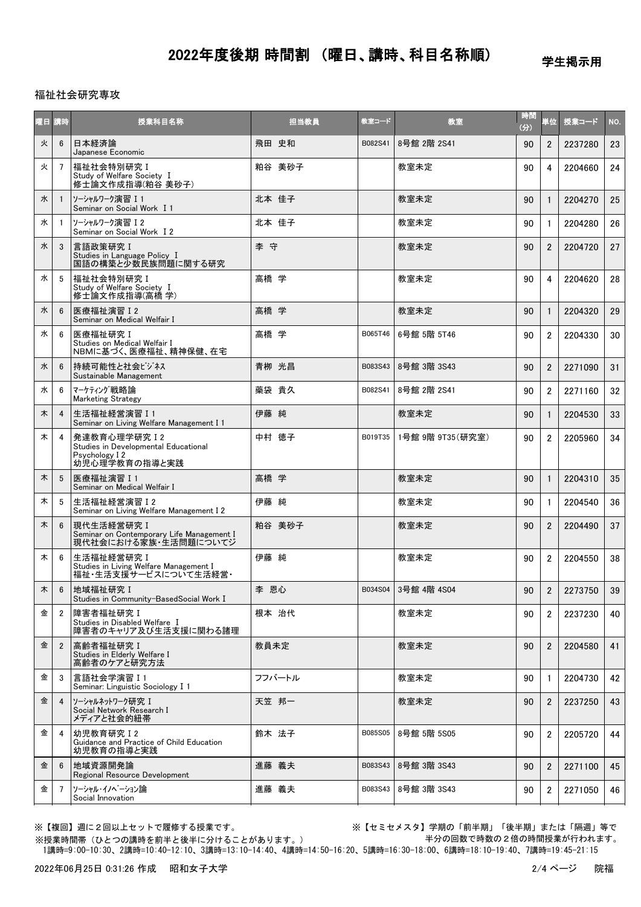# 2022年度後期 時間割 （曜日、講時、科目名称順）

学生掲示用

福祉社会研究専攻

| 曜日 | 講時 | 授業科目名称 | 担当教員 | 教室コード | 教室 | 時間(分) | 単位 | 授業コード | NO. |
|---|---|---|---|---|---|---|---|---|---|
| 火 | 6 | 日本経済論<br>Japanese Economic | 飛田 史和 | B082S41 | 8号館 2階 2S41 | 90 | 2 | 2237280 | 23 |
| 火 | 7 | 福祉社会特別研究Ⅰ<br>Study of Welfare Society Ⅰ<br>修士論文作成指導(粕谷 美砂子) | 粕谷 美砂子 | | 教室未定 | 90 | 4 | 2204660 | 24 |
| 水 | 1 | ｿｰｼｬﾙﾜｰｸ演習Ⅰ1<br>Seminar on Social Work Ⅰ1 | 北本 佳子 | | 教室未定 | 90 | 1 | 2204270 | 25 |
| 水 | 1 | ｿｰｼｬﾙﾜｰｸ演習Ⅰ2<br>Seminar on Social Work Ⅰ2 | 北本 佳子 | | 教室未定 | 90 | 1 | 2204280 | 26 |
| 水 | 3 | 言語政策研究Ⅰ<br>Studies in Language Policy Ⅰ<br>国語の構築と少数民族問題に関する研究 | 李 守 | | 教室未定 | 90 | 2 | 2204720 | 27 |
| 水 | 5 | 福祉社会特別研究Ⅰ<br>Study of Welfare Society Ⅰ<br>修士論文作成指導(高橋 学) | 高橋 学 | | 教室未定 | 90 | 4 | 2204620 | 28 |
| 水 | 6 | 医療福祉演習Ⅰ2<br>Seminar on Medical Welfair I | 高橋 学 | | 教室未定 | 90 | 1 | 2204320 | 29 |
| 水 | 6 | 医療福祉研究Ⅰ<br>Studies on Medical Welfair I<br>NBMに基づく、医療福祉、精神保健、在宅 | 高橋 学 | B065T46 | 6号館 5階 5T46 | 90 | 2 | 2204330 | 30 |
| 水 | 6 | 持続可能性と社会ﾋﾞｼﾞﾈｽ<br>Sustainable Management | 青柳 光昌 | B083S43 | 8号館 3階 3S43 | 90 | 2 | 2271090 | 31 |
| 水 | 6 | ﾏｰｹﾃｨﾝｸﾞ戦略論<br>Marketing Strategy | 薬袋 貴久 | B082S41 | 8号館 2階 2S41 | 90 | 2 | 2271160 | 32 |
| 木 | 4 | 生活福祉経営演習Ⅰ1<br>Seminar on Living Welfare Management I 1 | 伊藤 純 | | 教室未定 | 90 | 1 | 2204530 | 33 |
| 木 | 4 | 発達教育心理学研究Ⅰ2<br>Studies in Developmental Educational Psychology I 2<br>幼児心理学教育の指導と実践 | 中村 徳子 | B019T35 | 1号館 9階 9T35(研究室) | 90 | 2 | 2205960 | 34 |
| 木 | 5 | 医療福祉演習Ⅰ1<br>Seminar on Medical Welfair I | 高橋 学 | | 教室未定 | 90 | 1 | 2204310 | 35 |
| 木 | 5 | 生活福祉経営演習Ⅰ2<br>Seminar on Living Welfare Management I 2 | 伊藤 純 | | 教室未定 | 90 | 1 | 2204540 | 36 |
| 木 | 6 | 現代生活経営研究Ⅰ<br>Seminar on Contemporary Life Management I<br>現代社会における家族・生活問題についてジ | 粕谷 美砂子 | | 教室未定 | 90 | 2 | 2204490 | 37 |
| 木 | 6 | 生活福祉経営研究Ⅰ<br>Studies in Living Welfare Management I<br>福祉・生活支援サービスについて生活経営・ | 伊藤 純 | | 教室未定 | 90 | 2 | 2204550 | 38 |
| 木 | 6 | 地域福祉研究Ⅰ<br>Studies in Community-BasedSocial Work I | 李 恩心 | B034S04 | 3号館 4階 4S04 | 90 | 2 | 2273750 | 39 |
| 金 | 2 | 障害者福祉研究Ⅰ<br>Studies in Disabled Welfare Ⅰ<br>障害者のキャリア及び生活支援に関わる諸理 | 根本 治代 | | 教室未定 | 90 | 2 | 2237230 | 40 |
| 金 | 2 | 高齢者福祉研究Ⅰ<br>Studies in Elderly Welfare I<br>高齢者のケアと研究方法 | 教員未定 | | 教室未定 | 90 | 2 | 2204580 | 41 |
| 金 | 3 | 言語社会学演習Ⅰ1<br>Seminar: Linguistic Sociology I 1 | フフバートル | | 教室未定 | 90 | 1 | 2204730 | 42 |
| 金 | 4 | ｿｰｼｬﾙﾈｯﾄﾜｰｸ研究Ⅰ<br>Social Network Research I<br>メディアと社会的紐帯 | 天笠 邦一 | | 教室未定 | 90 | 2 | 2237250 | 43 |
| 金 | 4 | 幼児教育研究Ⅰ2<br>Guidance and Practice of Child Education<br>幼児教育の指導と実践 | 鈴木 法子 | B085S05 | 8号館 5階 5S05 | 90 | 2 | 2205720 | 44 |
| 金 | 6 | 地域資源開発論<br>Regional Resource Development | 進藤 義夫 | B083S43 | 8号館 3階 3S43 | 90 | 2 | 2271100 | 45 |
| 金 | 7 | ｿｰｼｬﾙ･ｲﾉﾍﾞｰｼｮﾝ論<br>Social Innovation | 進藤 義夫 | B083S43 | 8号館 3階 3S43 | 90 | 2 | 2271050 | 46 |

※【複回】週に２回以上セットで履修する授業です。

※【セミセメスタ】学期の「前半期」「後半期」または「隔週」等で半分の回数で時数の２倍の時間授業が行われます。

※授業時間帯（ひとつの講時を前半と後半に分けることがあります。）

1講時=9:00-10:30、2講時=10:40-12:10、3講時=13:10-14:40、4講時=14:50-16:20、5講時=16:30-18:00、6講時=18:10-19:40、7講時=19:45-21:15

2022年06月25日 0:31:26 作成　昭和女子大学　院福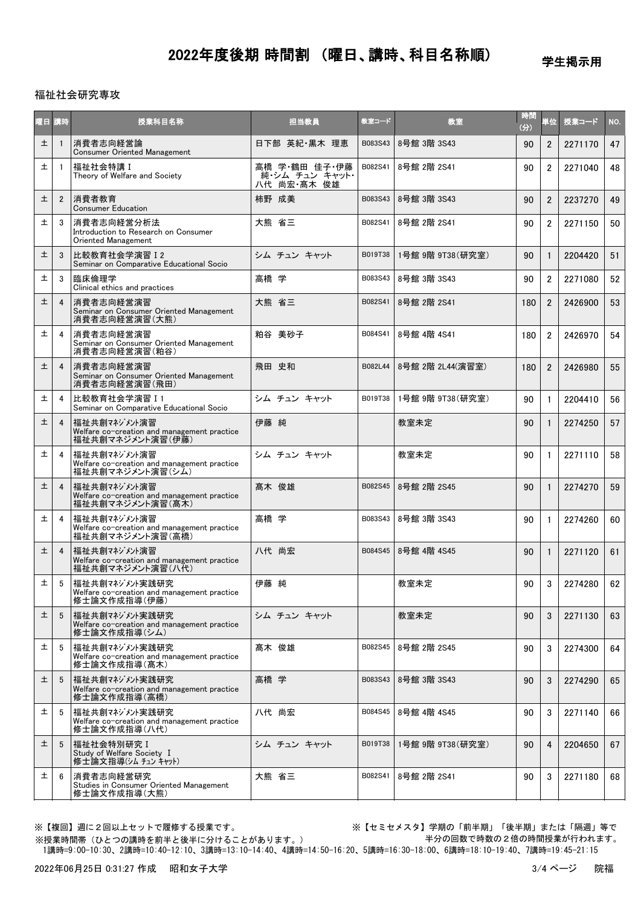# 2022年度後期 時間割 （曜日、講時、科目名称順）

学生掲示用

福祉社会研究専攻

| 曜日 | 講時 | 授業科目名称 | 担当教員 | 教室コード | 教室 | 時間(分) | 単位 | 授業コード | NO. |
|---|---|---|---|---|---|---|---|---|---|
| 土 | 1 | 消費者志向経営論<br>Consumer Oriented Management | 日下部 英紀・黒木 理恵 | B083S43 | 8号館 3階 3S43 | 90 | 2 | 2271170 | 47 |
| 土 | 1 | 福祉社会特講Ⅰ<br>Theory of Welfare and Society | 高橋 学・鶴田 佳子・伊藤 純・シム チュン キャット・八代 尚宏・髙木 俊雄 | B082S41 | 8号館 2階 2S41 | 90 | 2 | 2271040 | 48 |
| 土 | 2 | 消費者教育<br>Consumer Education | 柿野 成美 | B083S43 | 8号館 3階 3S43 | 90 | 2 | 2237270 | 49 |
| 土 | 3 | 消費者志向経営分析法<br>Introduction to Research on Consumer Oriented Management | 大熊 省三 | B082S41 | 8号館 2階 2S41 | 90 | 2 | 2271150 | 50 |
| 土 | 3 | 比較教育社会学演習Ⅰ2<br>Seminar on Comparative Educational Socio | シム チュン キャット | B019T38 | 1号館 9階 9T38(研究室) | 90 | 1 | 2204420 | 51 |
| 土 | 3 | 臨床倫理学<br>Clinical ethics and practices | 高橋 学 | B083S43 | 8号館 3階 3S43 | 90 | 2 | 2271080 | 52 |
| 土 | 4 | 消費者志向経営演習<br>Seminar on Consumer Oriented Management<br>消費者志向経営演習(大熊) | 大熊 省三 | B082S41 | 8号館 2階 2S41 | 180 | 2 | 2426900 | 53 |
| 土 | 4 | 消費者志向経営演習<br>Seminar on Consumer Oriented Management<br>消費者志向経営演習(粕谷) | 粕谷 美砂子 | B084S41 | 8号館 4階 4S41 | 180 | 2 | 2426970 | 54 |
| 土 | 4 | 消費者志向経営演習<br>Seminar on Consumer Oriented Management<br>消費者志向経営演習(飛田) | 飛田 史和 | B082L44 | 8号館 2階 2L44(演習室) | 180 | 2 | 2426980 | 55 |
| 土 | 4 | 比較教育社会学演習Ⅰ1<br>Seminar on Comparative Educational Socio | シム チュン キャット | B019T38 | 1号館 9階 9T38(研究室) | 90 | 1 | 2204410 | 56 |
| 土 | 4 | 福祉共創ﾏﾈｼﾞﾒﾝﾄ演習<br>Welfare co-creation and management practice<br>福祉共創マネジメント演習(伊藤) | 伊藤 純 | | 教室未定 | 90 | 1 | 2274250 | 57 |
| 土 | 4 | 福祉共創ﾏﾈｼﾞﾒﾝﾄ演習<br>Welfare co-creation and management practice<br>福祉共創マネジメント演習(シム) | シム チュン キャット | | 教室未定 | 90 | 1 | 2271110 | 58 |
| 土 | 4 | 福祉共創ﾏﾈｼﾞﾒﾝﾄ演習<br>Welfare co-creation and management practice<br>福祉共創マネジメント演習(髙木) | 髙木 俊雄 | B082S45 | 8号館 2階 2S45 | 90 | 1 | 2274270 | 59 |
| 土 | 4 | 福祉共創ﾏﾈｼﾞﾒﾝﾄ演習<br>Welfare co-creation and management practice<br>福祉共創マネジメント演習(高橋) | 高橋 学 | B083S43 | 8号館 3階 3S43 | 90 | 1 | 2274260 | 60 |
| 土 | 4 | 福祉共創ﾏﾈｼﾞﾒﾝﾄ演習<br>Welfare co-creation and management practice<br>福祉共創マネジメント演習(八代) | 八代 尚宏 | B084S45 | 8号館 4階 4S45 | 90 | 1 | 2271120 | 61 |
| 土 | 5 | 福祉共創ﾏﾈｼﾞﾒﾝﾄ実践研究<br>Welfare co-creation and management practice<br>修士論文作成指導(伊藤) | 伊藤 純 | | 教室未定 | 90 | 3 | 2274280 | 62 |
| 土 | 5 | 福祉共創ﾏﾈｼﾞﾒﾝﾄ実践研究<br>Welfare co-creation and management practice<br>修士論文作成指導(シム) | シム チュン キャット | | 教室未定 | 90 | 3 | 2271130 | 63 |
| 土 | 5 | 福祉共創ﾏﾈｼﾞﾒﾝﾄ実践研究<br>Welfare co-creation and management practice<br>修士論文作成指導(髙木) | 髙木 俊雄 | B082S45 | 8号館 2階 2S45 | 90 | 3 | 2274300 | 64 |
| 土 | 5 | 福祉共創ﾏﾈｼﾞﾒﾝﾄ実践研究<br>Welfare co-creation and management practice<br>修士論文作成指導(高橋) | 高橋 学 | B083S43 | 8号館 3階 3S43 | 90 | 3 | 2274290 | 65 |
| 土 | 5 | 福祉共創ﾏﾈｼﾞﾒﾝﾄ実践研究<br>Welfare co-creation and management practice<br>修士論文作成指導(八代) | 八代 尚宏 | B084S45 | 8号館 4階 4S45 | 90 | 3 | 2271140 | 66 |
| 土 | 5 | 福祉社会特別研究Ⅰ<br>Study of Welfare Society Ⅰ<br>修士論文指導(ｼﾑ ﾁｭﾝ ｷｬｯﾄ) | シム チュン キャット | B019T38 | 1号館 9階 9T38(研究室) | 90 | 4 | 2204650 | 67 |
| 土 | 6 | 消費者志向経営研究<br>Studies in Consumer Oriented Management<br>修士論文作成指導(大熊) | 大熊 省三 | B082S41 | 8号館 2階 2S41 | 90 | 3 | 2271180 | 68 |

※【複回】週に２回以上セットで履修する授業です。

※【セミセメスタ】学期の「前半期」「後半期」または「隔週」等で半分の回数で時数の２倍の時間授業が行われます。

※授業時間帯（ひとつの講時を前半と後半に分けることがあります。）

1講時=9:00-10:30、2講時=10:40-12:10、3講時=13:10-14:40、4講時=14:50-16:20、5講時=16:30-18:00、6講時=18:10-19:40、7講時=19:45-21:15

2022年06月25日 0:31:27 作成　昭和女子大学　院福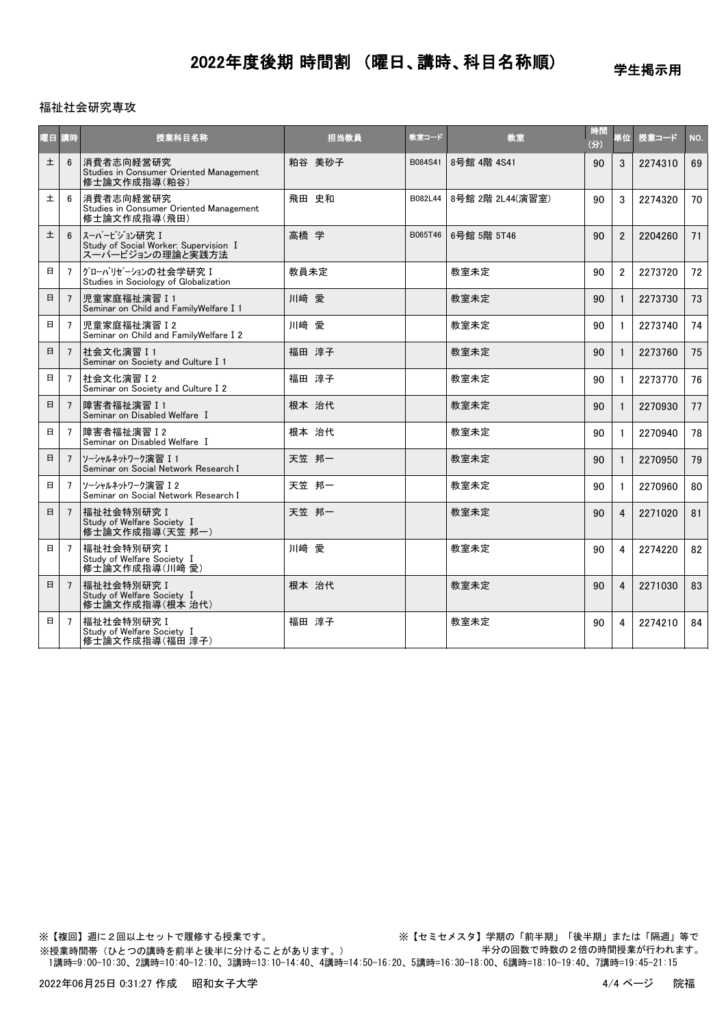# 2022年度後期 時間割 （曜日、講時、科目名称順）

学生掲示用

福祉社会研究専攻

| 曜日 | 講時 | 授業科目名称 | 担当教員 | 教室コード | 教室 | 時間(分) | 単位 | 授業コード | NO. |
|---|---|---|---|---|---|---|---|---|---|
| 土 | 6 | 消費者志向経営研究<br>Studies in Consumer Oriented Management<br>修士論文作成指導(粕谷) | 粕谷 美砂子 | B084S41 | 8号館 4階 4S41 | 90 | 3 | 2274310 | 69 |
| 土 | 6 | 消費者志向経営研究<br>Studies in Consumer Oriented Management<br>修士論文作成指導(飛田) | 飛田 史和 | B082L44 | 8号館 2階 2L44(演習室) | 90 | 3 | 2274320 | 70 |
| 土 | 6 | ｽｰﾊﾟｰﾋﾞｼﾞｮﾝ研究 I<br>Study of Social Worker: Supervision Ⅰ<br>スーパービジョンの理論と実践方法 | 高橋 学 | B065T46 | 6号館 5階 5T46 | 90 | 2 | 2204260 | 71 |
| 日 | 7 | ｸﾞﾛｰﾊﾞﾘｾﾞｰｼｮﾝの社会学研究 I<br>Studies in Sociology of Globalization | 教員未定 | | 教室未定 | 90 | 2 | 2273720 | 72 |
| 日 | 7 | 児童家庭福祉演習 I 1<br>Seminar on Child and FamilyWelfare I 1 | 川崎 愛 | | 教室未定 | 90 | 1 | 2273730 | 73 |
| 日 | 7 | 児童家庭福祉演習 I 2<br>Seminar on Child and FamilyWelfare I 2 | 川崎 愛 | | 教室未定 | 90 | 1 | 2273740 | 74 |
| 日 | 7 | 社会文化演習 I 1<br>Seminar on Society and Culture I 1 | 福田 淳子 | | 教室未定 | 90 | 1 | 2273760 | 75 |
| 日 | 7 | 社会文化演習 I 2<br>Seminar on Society and Culture I 2 | 福田 淳子 | | 教室未定 | 90 | 1 | 2273770 | 76 |
| 日 | 7 | 障害者福祉演習 I 1<br>Seminar on Disabled Welfare Ⅰ | 根本 治代 | | 教室未定 | 90 | 1 | 2270930 | 77 |
| 日 | 7 | 障害者福祉演習 I 2<br>Seminar on Disabled Welfare Ⅰ | 根本 治代 | | 教室未定 | 90 | 1 | 2270940 | 78 |
| 日 | 7 | ｿｰｼｬﾙﾈｯﾄﾜｰｸ演習 I 1<br>Seminar on Social Network Research I | 天笠 邦一 | | 教室未定 | 90 | 1 | 2270950 | 79 |
| 日 | 7 | ｿｰｼｬﾙﾈｯﾄﾜｰｸ演習 I 2<br>Seminar on Social Network Research I | 天笠 邦一 | | 教室未定 | 90 | 1 | 2270960 | 80 |
| 日 | 7 | 福祉社会特別研究 I<br>Study of Welfare Society Ⅰ<br>修士論文作成指導(天笠 邦一) | 天笠 邦一 | | 教室未定 | 90 | 4 | 2271020 | 81 |
| 日 | 7 | 福祉社会特別研究 I<br>Study of Welfare Society Ⅰ<br>修士論文作成指導(川崎 愛) | 川崎 愛 | | 教室未定 | 90 | 4 | 2274220 | 82 |
| 日 | 7 | 福祉社会特別研究 I<br>Study of Welfare Society Ⅰ<br>修士論文作成指導(根本 治代) | 根本 治代 | | 教室未定 | 90 | 4 | 2271030 | 83 |
| 日 | 7 | 福祉社会特別研究 I<br>Study of Welfare Society Ⅰ<br>修士論文作成指導(福田 淳子) | 福田 淳子 | | 教室未定 | 90 | 4 | 2274210 | 84 |

※【複回】週に２回以上セットで履修する授業です。

※【セミセメスタ】学期の「前半期」「後半期」または「隔週」等で半分の回数で時数の２倍の時間授業が行われます。

※授業時間帯（ひとつの講時を前半と後半に分けることがあります。）
1講時=9:00-10:30、2講時=10:40-12:10、3講時=13:10-14:40、4講時=14:50-16:20、5講時=16:30-18:00、6講時=18:10-19:40、7講時=19:45-21:15

2022年06月25日 0:31:27 作成　昭和女子大学　院福